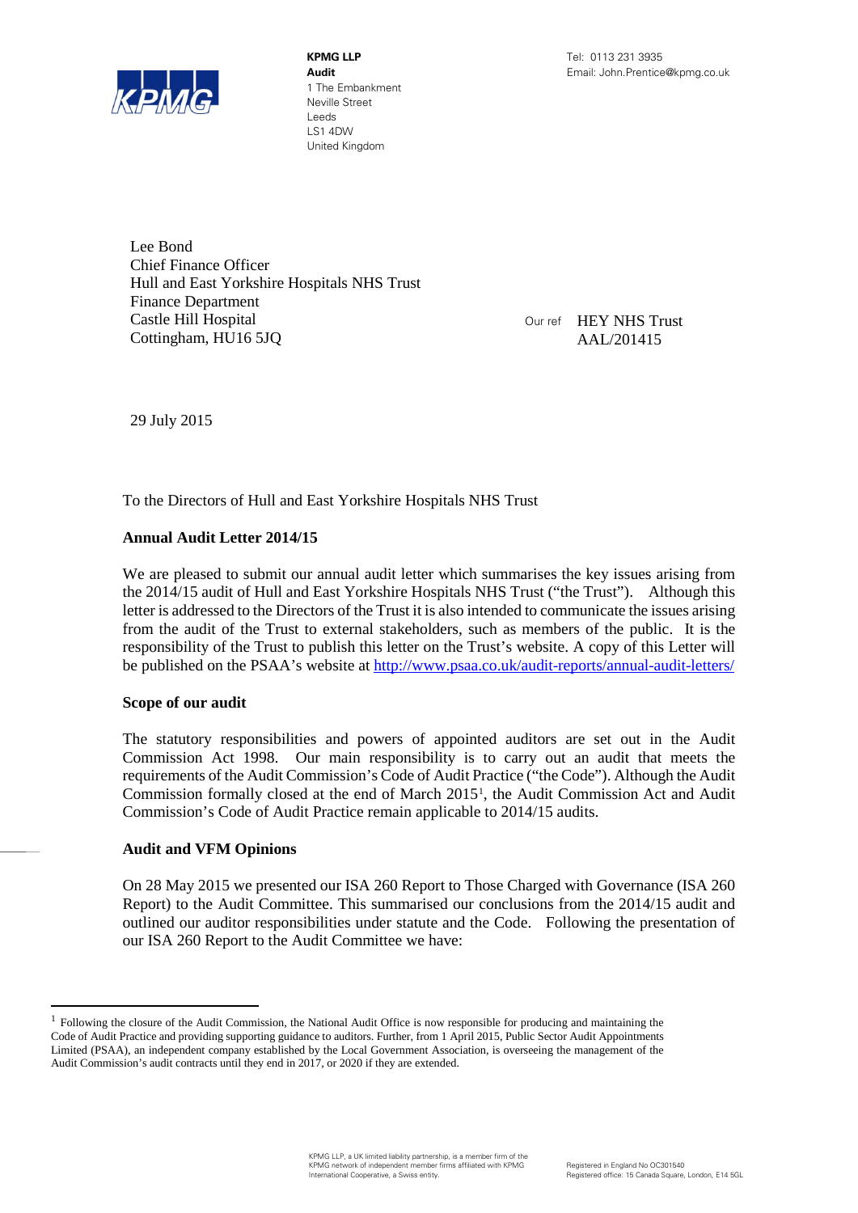**KPMG LLP**
**Audit**
1 The Embankment
Neville Street
Leeds
LS1 4DW
United Kingdom

Tel: 0113 231 3935
Email: John.Prentice@kpmg.co.uk

Lee Bond
Chief Finance Officer
Hull and East Yorkshire Hospitals NHS Trust
Finance Department
Castle Hill Hospital
Cottingham, HU16 5JQ

Our ref HEY NHS Trust
AAL/201415

29 July 2015

To the Directors of Hull and East Yorkshire Hospitals NHS Trust

**Annual Audit Letter 2014/15**

We are pleased to submit our annual audit letter which summarises the key issues arising from the 2014/15 audit of Hull and East Yorkshire Hospitals NHS Trust ("the Trust"). Although this letter is addressed to the Directors of the Trust it is also intended to communicate the issues arising from the audit of the Trust to external stakeholders, such as members of the public. It is the responsibility of the Trust to publish this letter on the Trust's website. A copy of this Letter will be published on the PSAA's website at http://www.psaa.co.uk/audit-reports/annual-audit-letters/

**Scope of our audit**

The statutory responsibilities and powers of appointed auditors are set out in the Audit Commission Act 1998. Our main responsibility is to carry out an audit that meets the requirements of the Audit Commission's Code of Audit Practice ("the Code"). Although the Audit Commission formally closed at the end of March 2015[1], the Audit Commission Act and Audit Commission's Code of Audit Practice remain applicable to 2014/15 audits.

**Audit and VFM Opinions**

On 28 May 2015 we presented our ISA 260 Report to Those Charged with Governance (ISA 260 Report) to the Audit Committee. This summarised our conclusions from the 2014/15 audit and outlined our auditor responsibilities under statute and the Code. Following the presentation of our ISA 260 Report to the Audit Committee we have:

[1] Following the closure of the Audit Commission, the National Audit Office is now responsible for producing and maintaining the Code of Audit Practice and providing supporting guidance to auditors. Further, from 1 April 2015, Public Sector Audit Appointments Limited (PSAA), an independent company established by the Local Government Association, is overseeing the management of the Audit Commission's audit contracts until they end in 2017, or 2020 if they are extended.

KPMG LLP, a UK limited liability partnership, is a member firm of the KPMG network of independent member firms affiliated with KPMG International Cooperative, a Swiss entity.

Registered in England No OC301540
Registered office: 15 Canada Square, London, E14 5GL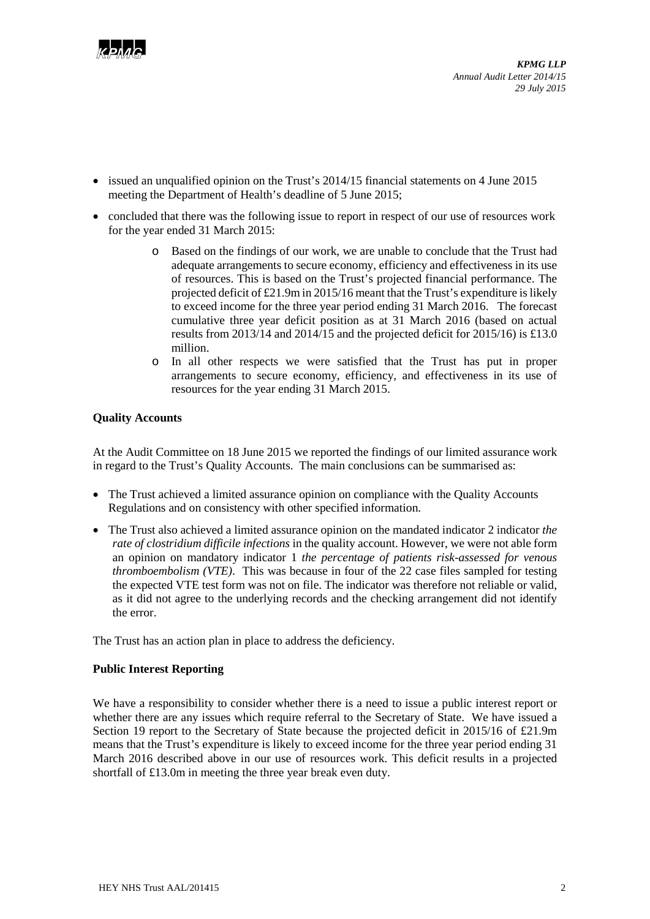- issued an unqualified opinion on the Trust's 2014/15 financial statements on 4 June 2015 meeting the Department of Health's deadline of 5 June 2015;
- concluded that there was the following issue to report in respect of our use of resources work for the year ended 31 March 2015:
  - Based on the findings of our work, we are unable to conclude that the Trust had adequate arrangements to secure economy, efficiency and effectiveness in its use of resources. This is based on the Trust's projected financial performance. The projected deficit of £21.9m in 2015/16 meant that the Trust's expenditure is likely to exceed income for the three year period ending 31 March 2016. The forecast cumulative three year deficit position as at 31 March 2016 (based on actual results from 2013/14 and 2014/15 and the projected deficit for 2015/16) is £13.0 million.
  - In all other respects we were satisfied that the Trust has put in proper arrangements to secure economy, efficiency, and effectiveness in its use of resources for the year ending 31 March 2015.

**Quality Accounts**

At the Audit Committee on 18 June 2015 we reported the findings of our limited assurance work in regard to the Trust's Quality Accounts. The main conclusions can be summarised as:

- The Trust achieved a limited assurance opinion on compliance with the Quality Accounts Regulations and on consistency with other specified information.
- The Trust also achieved a limited assurance opinion on the mandated indicator 2 indicator *the rate of clostridium difficile infections* in the quality account. However, we were not able form an opinion on mandatory indicator 1 *the percentage of patients risk-assessed for venous thromboembolism (VTE)*. This was because in four of the 22 case files sampled for testing the expected VTE test form was not on file. The indicator was therefore not reliable or valid, as it did not agree to the underlying records and the checking arrangement did not identify the error.

The Trust has an action plan in place to address the deficiency.

**Public Interest Reporting**

We have a responsibility to consider whether there is a need to issue a public interest report or whether there are any issues which require referral to the Secretary of State. We have issued a Section 19 report to the Secretary of State because the projected deficit in 2015/16 of £21.9m means that the Trust's expenditure is likely to exceed income for the three year period ending 31 March 2016 described above in our use of resources work. This deficit results in a projected shortfall of £13.0m in meeting the three year break even duty.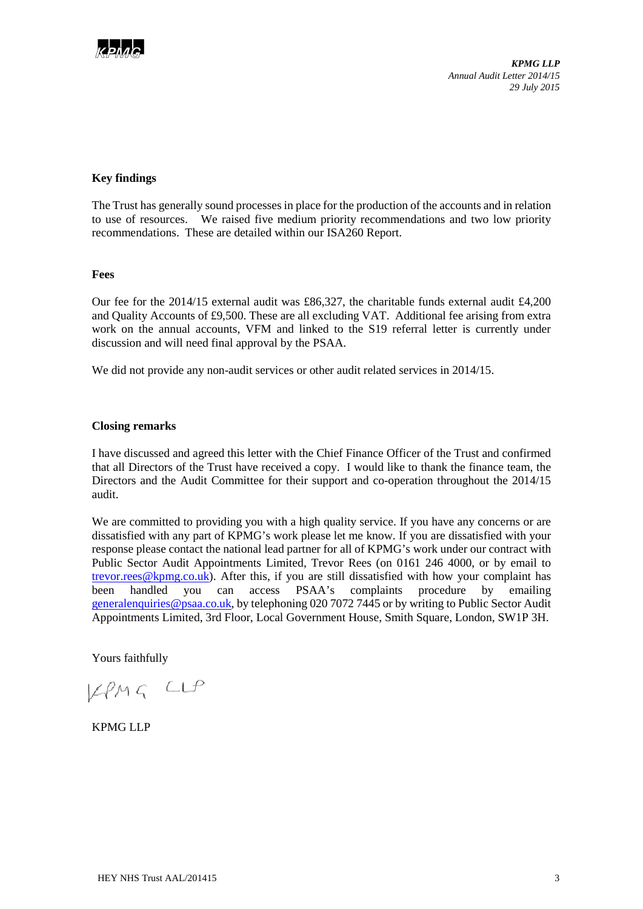## Key findings

The Trust has generally sound processes in place for the production of the accounts and in relation to use of resources. We raised five medium priority recommendations and two low priority recommendations. These are detailed within our ISA260 Report.

## Fees

Our fee for the 2014/15 external audit was £86,327, the charitable funds external audit £4,200 and Quality Accounts of £9,500. These are all excluding VAT. Additional fee arising from extra work on the annual accounts, VFM and linked to the S19 referral letter is currently under discussion and will need final approval by the PSAA.

We did not provide any non-audit services or other audit related services in 2014/15.

## Closing remarks

I have discussed and agreed this letter with the Chief Finance Officer of the Trust and confirmed that all Directors of the Trust have received a copy. I would like to thank the finance team, the Directors and the Audit Committee for their support and co-operation throughout the 2014/15 audit.

We are committed to providing you with a high quality service. If you have any concerns or are dissatisfied with any part of KPMG's work please let me know. If you are dissatisfied with your response please contact the national lead partner for all of KPMG's work under our contract with Public Sector Audit Appointments Limited, Trevor Rees (on 0161 246 4000, or by email to trevor.rees@kpmg.co.uk). After this, if you are still dissatisfied with how your complaint has been handled you can access PSAA's complaints procedure by emailing generalenquiries@psaa.co.uk, by telephoning 020 7072 7445 or by writing to Public Sector Audit Appointments Limited, 3rd Floor, Local Government House, Smith Square, London, SW1P 3H.

Yours faithfully

KPMG LLP

KPMG LLP